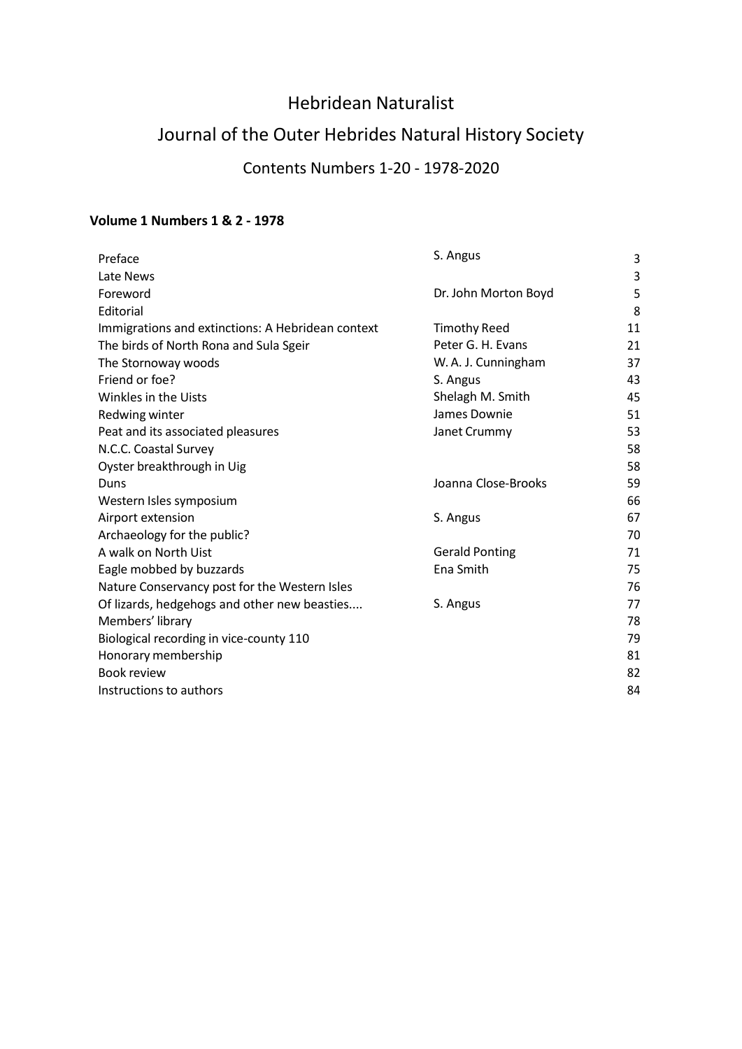# Hebridean Naturalist

## Journal of the Outer Hebrides Natural History Society

### Contents Numbers 1-20 - 1978-2020

**Volume 1 Numbers 1 & 2 - 1978**

| Title | Author | Page |
|---|---|---|
| Preface | S. Angus | 3 |
| Late News | | 3 |
| Foreword | Dr. John Morton Boyd | 5 |
| Editorial | | 8 |
| Immigrations and extinctions: A Hebridean context | Timothy Reed | 11 |
| The birds of North Rona and Sula Sgeir | Peter G. H. Evans | 21 |
| The Stornoway woods | W. A. J. Cunningham | 37 |
| Friend or foe? | S. Angus | 43 |
| Winkles in the Uists | Shelagh M. Smith | 45 |
| Redwing winter | James Downie | 51 |
| Peat and its associated pleasures | Janet Crummy | 53 |
| N.C.C. Coastal Survey | | 58 |
| Oyster breakthrough in Uig | | 58 |
| Duns | Joanna Close-Brooks | 59 |
| Western Isles symposium | | 66 |
| Airport extension | S. Angus | 67 |
| Archaeology for the public? | | 70 |
| A walk on North Uist | Gerald Ponting | 71 |
| Eagle mobbed by buzzards | Ena Smith | 75 |
| Nature Conservancy post for the Western Isles | | 76 |
| Of lizards, hedgehogs and other new beasties.... | S. Angus | 77 |
| Members' library | | 78 |
| Biological recording in vice-county 110 | | 79 |
| Honorary membership | | 81 |
| Book review | | 82 |
| Instructions to authors | | 84 |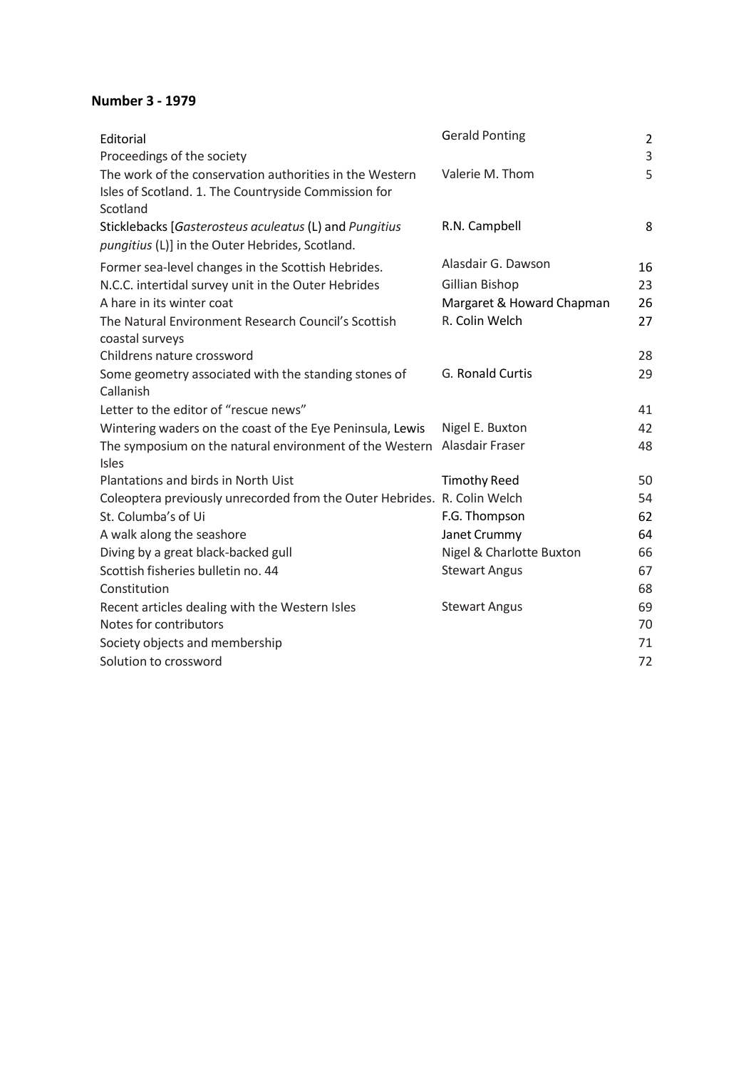**Number 3 - 1979**

| | | |
|---|---|---|
| Editorial | Gerald Ponting | 2 |
| Proceedings of the society | | 3 |
| The work of the conservation authorities in the Western Isles of Scotland. 1. The Countryside Commission for Scotland | Valerie M. Thom | 5 |
| Sticklebacks [*Gasterosteus aculeatus* (L) and *Pungitius pungitius* (L)] in the Outer Hebrides, Scotland. | R.N. Campbell | 8 |
| Former sea-level changes in the Scottish Hebrides. | Alasdair G. Dawson | 16 |
| N.C.C. intertidal survey unit in the Outer Hebrides | Gillian Bishop | 23 |
| A hare in its winter coat | Margaret & Howard Chapman | 26 |
| The Natural Environment Research Council's Scottish coastal surveys | R. Colin Welch | 27 |
| Childrens nature crossword | | 28 |
| Some geometry associated with the standing stones of Callanish | G. Ronald Curtis | 29 |
| Letter to the editor of "rescue news" | | 41 |
| Wintering waders on the coast of the Eye Peninsula, Lewis | Nigel E. Buxton | 42 |
| The symposium on the natural environment of the Western Isles | Alasdair Fraser | 48 |
| Plantations and birds in North Uist | Timothy Reed | 50 |
| Coleoptera previously unrecorded from the Outer Hebrides. | R. Colin Welch | 54 |
| St. Columba's of Ui | F.G. Thompson | 62 |
| A walk along the seashore | Janet Crummy | 64 |
| Diving by a great black-backed gull | Nigel & Charlotte Buxton | 66 |
| Scottish fisheries bulletin no. 44 | Stewart Angus | 67 |
| Constitution | | 68 |
| Recent articles dealing with the Western Isles | Stewart Angus | 69 |
| Notes for contributors | | 70 |
| Society objects and membership | | 71 |
| Solution to crossword | | 72 |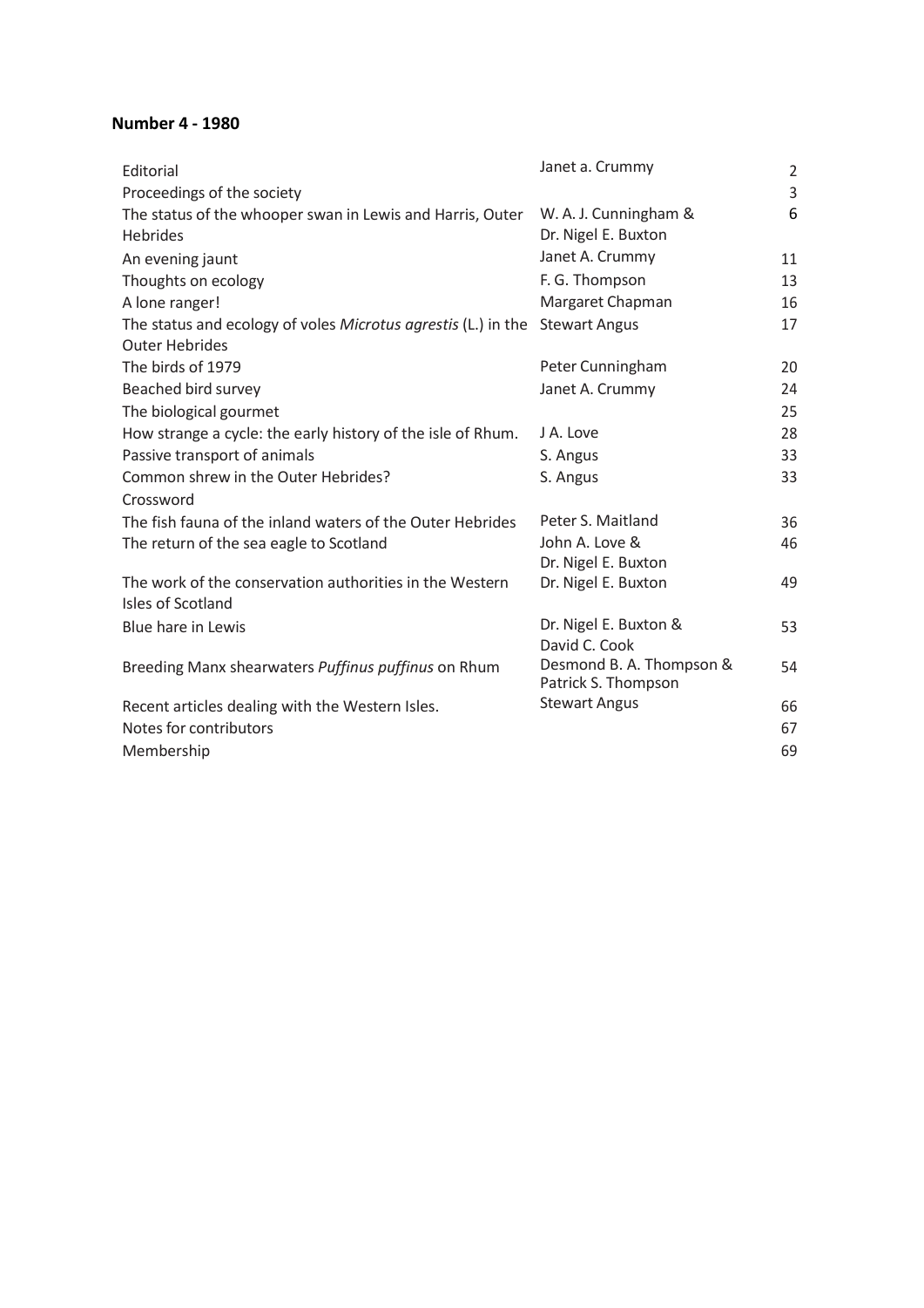**Number 4 - 1980**

| | | |
|---|---|---|
| Editorial | Janet a. Crummy | 2 |
| Proceedings of the society | | 3 |
| The status of the whooper swan in Lewis and Harris, Outer Hebrides | W. A. J. Cunningham & Dr. Nigel E. Buxton | 6 |
| An evening jaunt | Janet A. Crummy | 11 |
| Thoughts on ecology | F. G. Thompson | 13 |
| A lone ranger! | Margaret Chapman | 16 |
| The status and ecology of voles *Microtus agrestis* (L.) in the Outer Hebrides | Stewart Angus | 17 |
| The birds of 1979 | Peter Cunningham | 20 |
| Beached bird survey | Janet A. Crummy | 24 |
| The biological gourmet | | 25 |
| How strange a cycle: the early history of the isle of Rhum. | J A. Love | 28 |
| Passive transport of animals | S. Angus | 33 |
| Common shrew in the Outer Hebrides? | S. Angus | 33 |
| Crossword | | |
| The fish fauna of the inland waters of the Outer Hebrides | Peter S. Maitland | 36 |
| The return of the sea eagle to Scotland | John A. Love & Dr. Nigel E. Buxton | 46 |
| The work of the conservation authorities in the Western Isles of Scotland | Dr. Nigel E. Buxton | 49 |
| Blue hare in Lewis | Dr. Nigel E. Buxton & David C. Cook | 53 |
| Breeding Manx shearwaters *Puffinus puffinus* on Rhum | Desmond B. A. Thompson & Patrick S. Thompson | 54 |
| Recent articles dealing with the Western Isles. | Stewart Angus | 66 |
| Notes for contributors | | 67 |
| Membership | | 69 |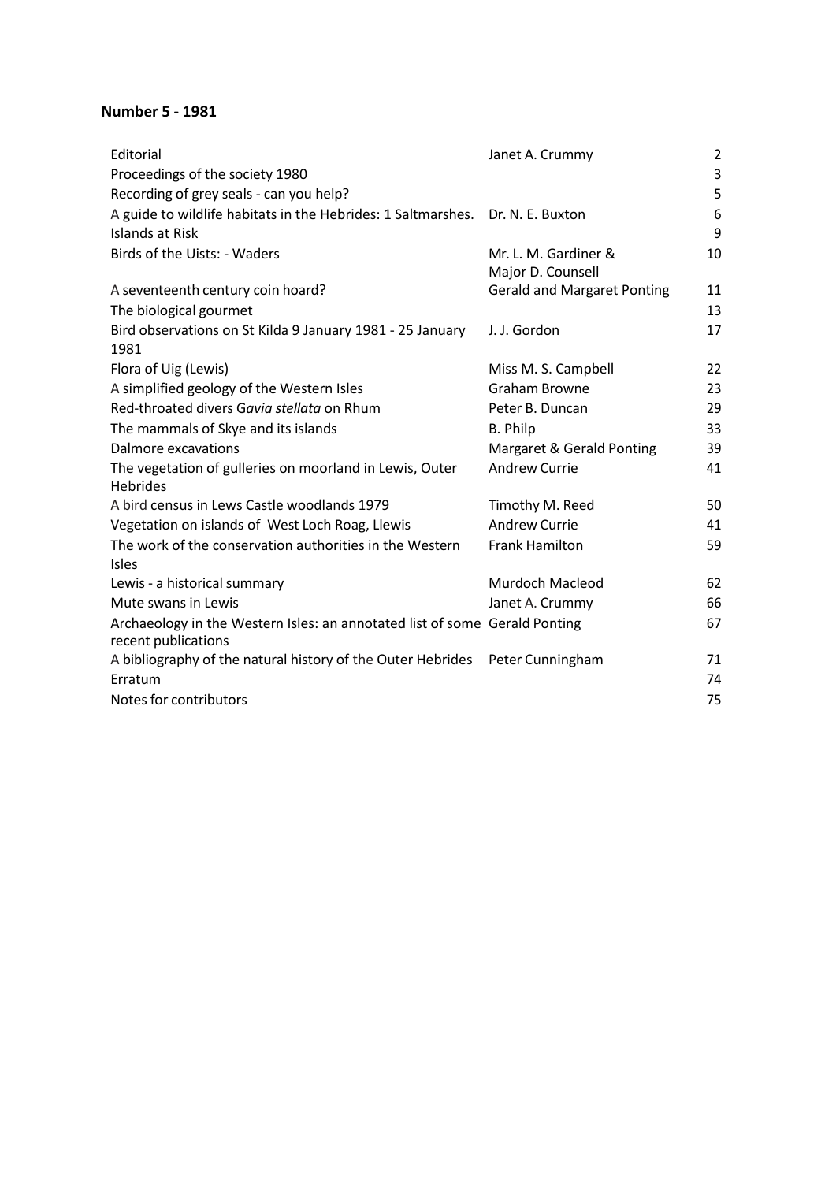**Number 5 - 1981**

| | | |
|---|---|---|
| Editorial | Janet A. Crummy | 2 |
| Proceedings of the society 1980 | | 3 |
| Recording of grey seals - can you help? | | 5 |
| A guide to wildlife habitats in the Hebrides: 1 Saltmarshes. | Dr. N. E. Buxton | 6 |
| Islands at Risk | | 9 |
| Birds of the Uists: - Waders | Mr. L. M. Gardiner & Major D. Counsell | 10 |
| A seventeenth century coin hoard? | Gerald and Margaret Ponting | 11 |
| The biological gourmet | | 13 |
| Bird observations on St Kilda 9 January 1981 - 25 January 1981 | J. J. Gordon | 17 |
| Flora of Uig (Lewis) | Miss M. S. Campbell | 22 |
| A simplified geology of the Western Isles | Graham Browne | 23 |
| Red-throated divers G*avia stellata* on Rhum | Peter B. Duncan | 29 |
| The mammals of Skye and its islands | B. Philp | 33 |
| Dalmore excavations | Margaret & Gerald Ponting | 39 |
| The vegetation of gulleries on moorland in Lewis, Outer Hebrides | Andrew Currie | 41 |
| A bird census in Lews Castle woodlands 1979 | Timothy M. Reed | 50 |
| Vegetation on islands of West Loch Roag, Llewis | Andrew Currie | 41 |
| The work of the conservation authorities in the Western Isles | Frank Hamilton | 59 |
| Lewis - a historical summary | Murdoch Macleod | 62 |
| Mute swans in Lewis | Janet A. Crummy | 66 |
| Archaeology in the Western Isles: an annotated list of some recent publications | Gerald Ponting | 67 |
| A bibliography of the natural history of the Outer Hebrides | Peter Cunningham | 71 |
| Erratum | | 74 |
| Notes for contributors | | 75 |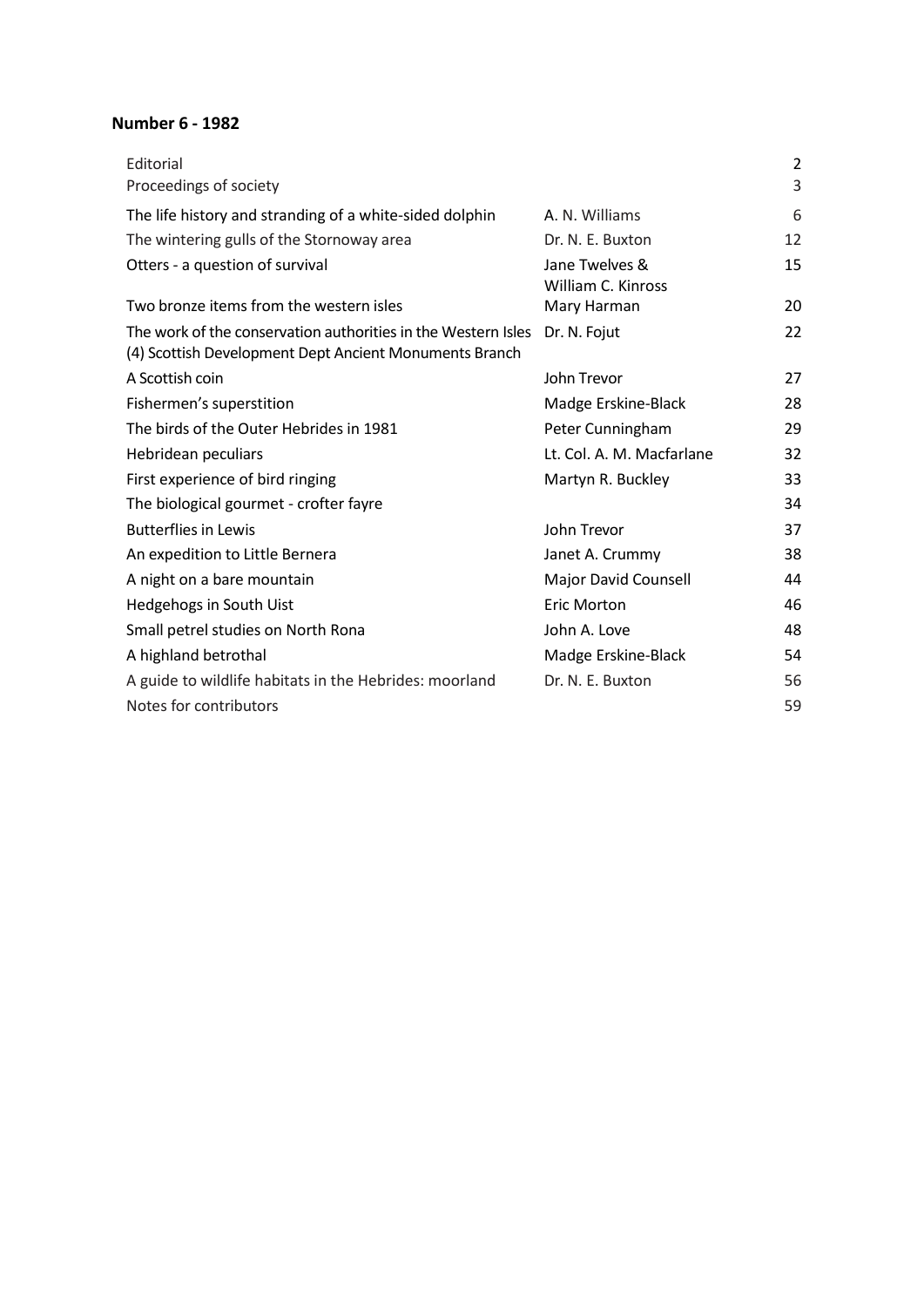**Number 6 - 1982**

| | | |
|---|---|---|
| Editorial | | 2 |
| Proceedings of society | | 3 |
| The life history and stranding of a white-sided dolphin | A. N. Williams | 6 |
| The wintering gulls of the Stornoway area | Dr. N. E. Buxton | 12 |
| Otters - a question of survival | Jane Twelves & William C. Kinross | 15 |
| Two bronze items from the western isles | Mary Harman | 20 |
| The work of the conservation authorities in the Western Isles (4) Scottish Development Dept Ancient Monuments Branch | Dr. N. Fojut | 22 |
| A Scottish coin | John Trevor | 27 |
| Fishermen's superstition | Madge Erskine-Black | 28 |
| The birds of the Outer Hebrides in 1981 | Peter Cunningham | 29 |
| Hebridean peculiars | Lt. Col. A. M. Macfarlane | 32 |
| First experience of bird ringing | Martyn R. Buckley | 33 |
| The biological gourmet - crofter fayre | | 34 |
| Butterflies in Lewis | John Trevor | 37 |
| An expedition to Little Bernera | Janet A. Crummy | 38 |
| A night on a bare mountain | Major David Counsell | 44 |
| Hedgehogs in South Uist | Eric Morton | 46 |
| Small petrel studies on North Rona | John A. Love | 48 |
| A highland betrothal | Madge Erskine-Black | 54 |
| A guide to wildlife habitats in the Hebrides: moorland | Dr. N. E. Buxton | 56 |
| Notes for contributors | | 59 |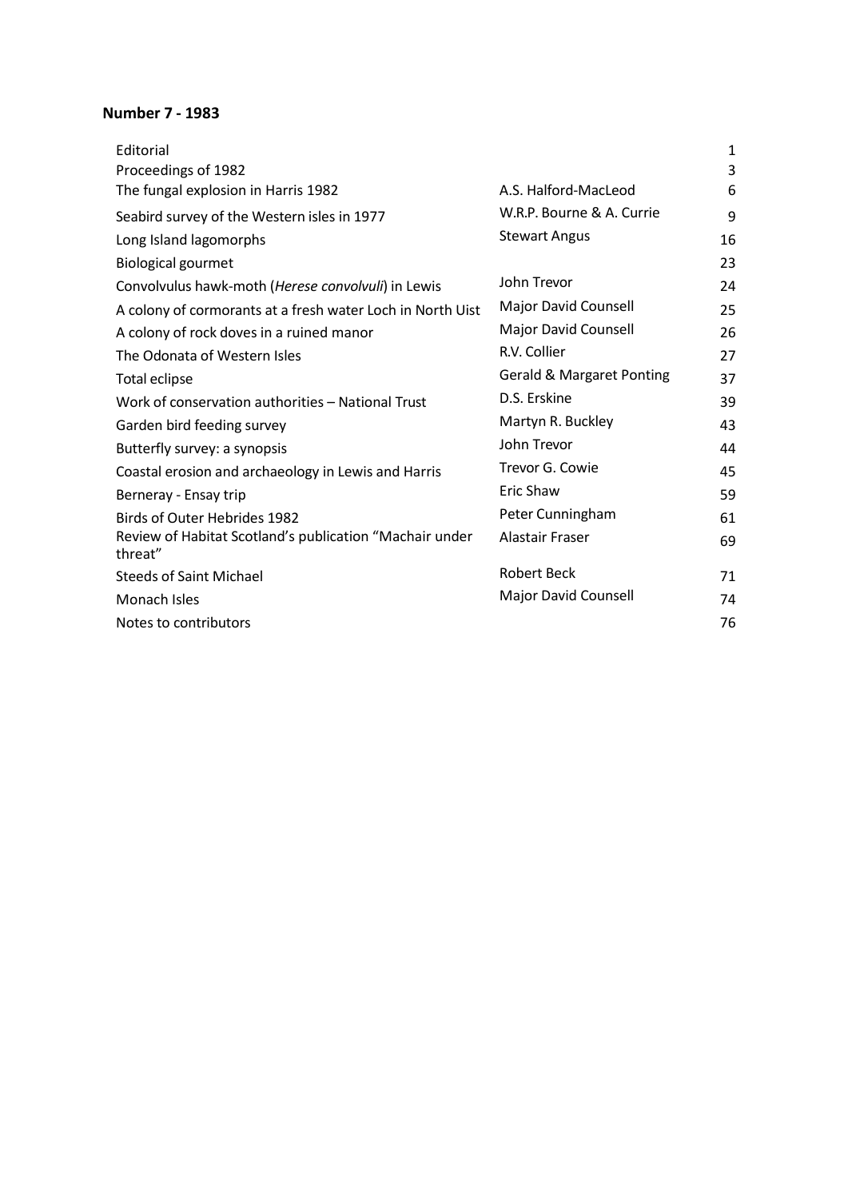**Number 7 - 1983**

| | | |
|---|---|---|
| Editorial | | 1 |
| Proceedings of 1982 | | 3 |
| The fungal explosion in Harris 1982 | A.S. Halford-MacLeod | 6 |
| Seabird survey of the Western isles in 1977 | W.R.P. Bourne & A. Currie | 9 |
| Long Island lagomorphs | Stewart Angus | 16 |
| Biological gourmet | | 23 |
| Convolvulus hawk-moth (*Herese convolvuli*) in Lewis | John Trevor | 24 |
| A colony of cormorants at a fresh water Loch in North Uist | Major David Counsell | 25 |
| A colony of rock doves in a ruined manor | Major David Counsell | 26 |
| The Odonata of Western Isles | R.V. Collier | 27 |
| Total eclipse | Gerald & Margaret Ponting | 37 |
| Work of conservation authorities – National Trust | D.S. Erskine | 39 |
| Garden bird feeding survey | Martyn R. Buckley | 43 |
| Butterfly survey: a synopsis | John Trevor | 44 |
| Coastal erosion and archaeology in Lewis and Harris | Trevor G. Cowie | 45 |
| Berneray - Ensay trip | Eric Shaw | 59 |
| Birds of Outer Hebrides 1982 | Peter Cunningham | 61 |
| Review of Habitat Scotland's publication "Machair under threat" | Alastair Fraser | 69 |
| Steeds of Saint Michael | Robert Beck | 71 |
| Monach Isles | Major David Counsell | 74 |
| Notes to contributors | | 76 |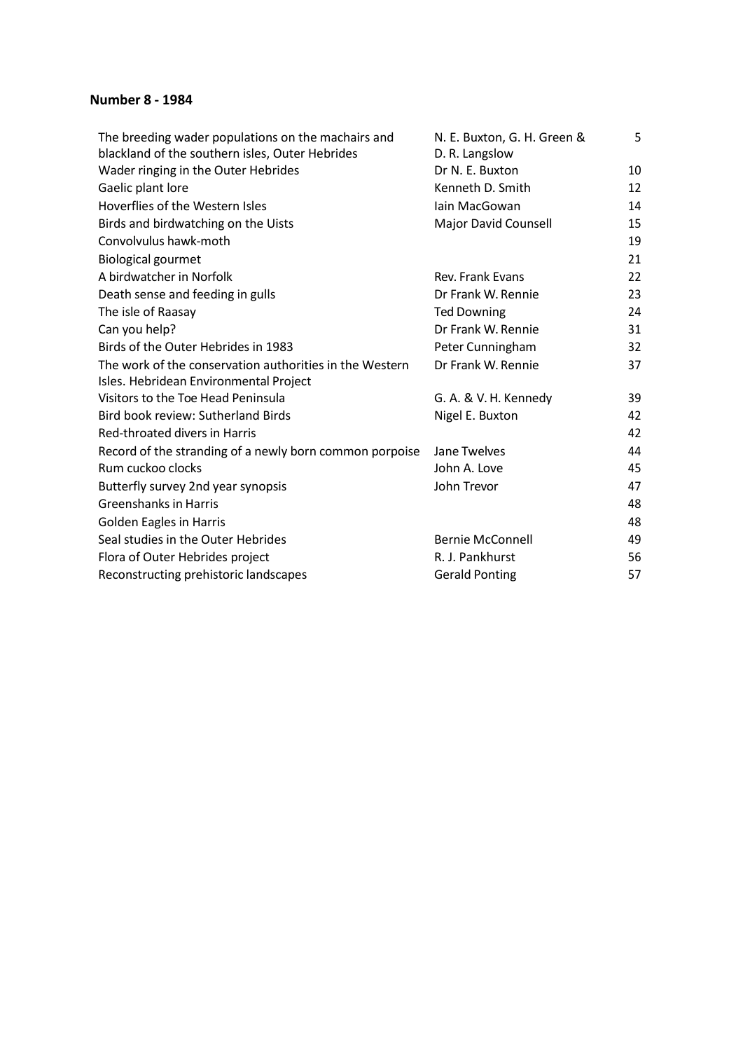**Number 8 - 1984**

| | | |
|---|---|---|
| The breeding wader populations on the machairs and blackland of the southern isles, Outer Hebrides | N. E. Buxton, G. H. Green & D. R. Langslow | 5 |
| Wader ringing in the Outer Hebrides | Dr N. E. Buxton | 10 |
| Gaelic plant lore | Kenneth D. Smith | 12 |
| Hoverflies of the Western Isles | Iain MacGowan | 14 |
| Birds and birdwatching on the Uists | Major David Counsell | 15 |
| Convolvulus hawk-moth | | 19 |
| Biological gourmet | | 21 |
| A birdwatcher in Norfolk | Rev. Frank Evans | 22 |
| Death sense and feeding in gulls | Dr Frank W. Rennie | 23 |
| The isle of Raasay | Ted Downing | 24 |
| Can you help? | Dr Frank W. Rennie | 31 |
| Birds of the Outer Hebrides in 1983 | Peter Cunningham | 32 |
| The work of the conservation authorities in the Western Isles. Hebridean Environmental Project | Dr Frank W. Rennie | 37 |
| Visitors to the Toe Head Peninsula | G. A. & V. H. Kennedy | 39 |
| Bird book review: Sutherland Birds | Nigel E. Buxton | 42 |
| Red-throated divers in Harris | | 42 |
| Record of the stranding of a newly born common porpoise | Jane Twelves | 44 |
| Rum cuckoo clocks | John A. Love | 45 |
| Butterfly survey 2nd year synopsis | John Trevor | 47 |
| Greenshanks in Harris | | 48 |
| Golden Eagles in Harris | | 48 |
| Seal studies in the Outer Hebrides | Bernie McConnell | 49 |
| Flora of Outer Hebrides project | R. J. Pankhurst | 56 |
| Reconstructing prehistoric landscapes | Gerald Ponting | 57 |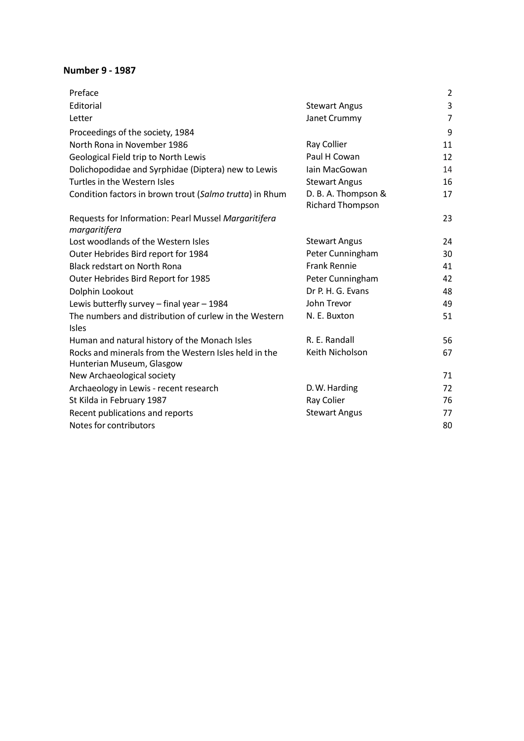**Number 9 - 1987**

| | | |
|---|---|---|
| Preface | | 2 |
| Editorial | Stewart Angus | 3 |
| Letter | Janet Crummy | 7 |
| Proceedings of the society, 1984 | | 9 |
| North Rona in November 1986 | Ray Collier | 11 |
| Geological Field trip to North Lewis | Paul H Cowan | 12 |
| Dolichopodidae and Syrphidae (Diptera) new to Lewis | Iain MacGowan | 14 |
| Turtles in the Western Isles | Stewart Angus | 16 |
| Condition factors in brown trout (*Salmo trutta*) in Rhum | D. B. A. Thompson & Richard Thompson | 17 |
| Requests for Information: Pearl Mussel *Margaritifera margaritifera* | | 23 |
| Lost woodlands of the Western Isles | Stewart Angus | 24 |
| Outer Hebrides Bird report for 1984 | Peter Cunningham | 30 |
| Black redstart on North Rona | Frank Rennie | 41 |
| Outer Hebrides Bird Report for 1985 | Peter Cunningham | 42 |
| Dolphin Lookout | Dr P. H. G. Evans | 48 |
| Lewis butterfly survey – final year – 1984 | John Trevor | 49 |
| The numbers and distribution of curlew in the Western Isles | N. E. Buxton | 51 |
| Human and natural history of the Monach Isles | R. E. Randall | 56 |
| Rocks and minerals from the Western Isles held in the Hunterian Museum, Glasgow | Keith Nicholson | 67 |
| New Archaeological society | | 71 |
| Archaeology in Lewis - recent research | D. W. Harding | 72 |
| St Kilda in February 1987 | Ray Colier | 76 |
| Recent publications and reports | Stewart Angus | 77 |
| Notes for contributors | | 80 |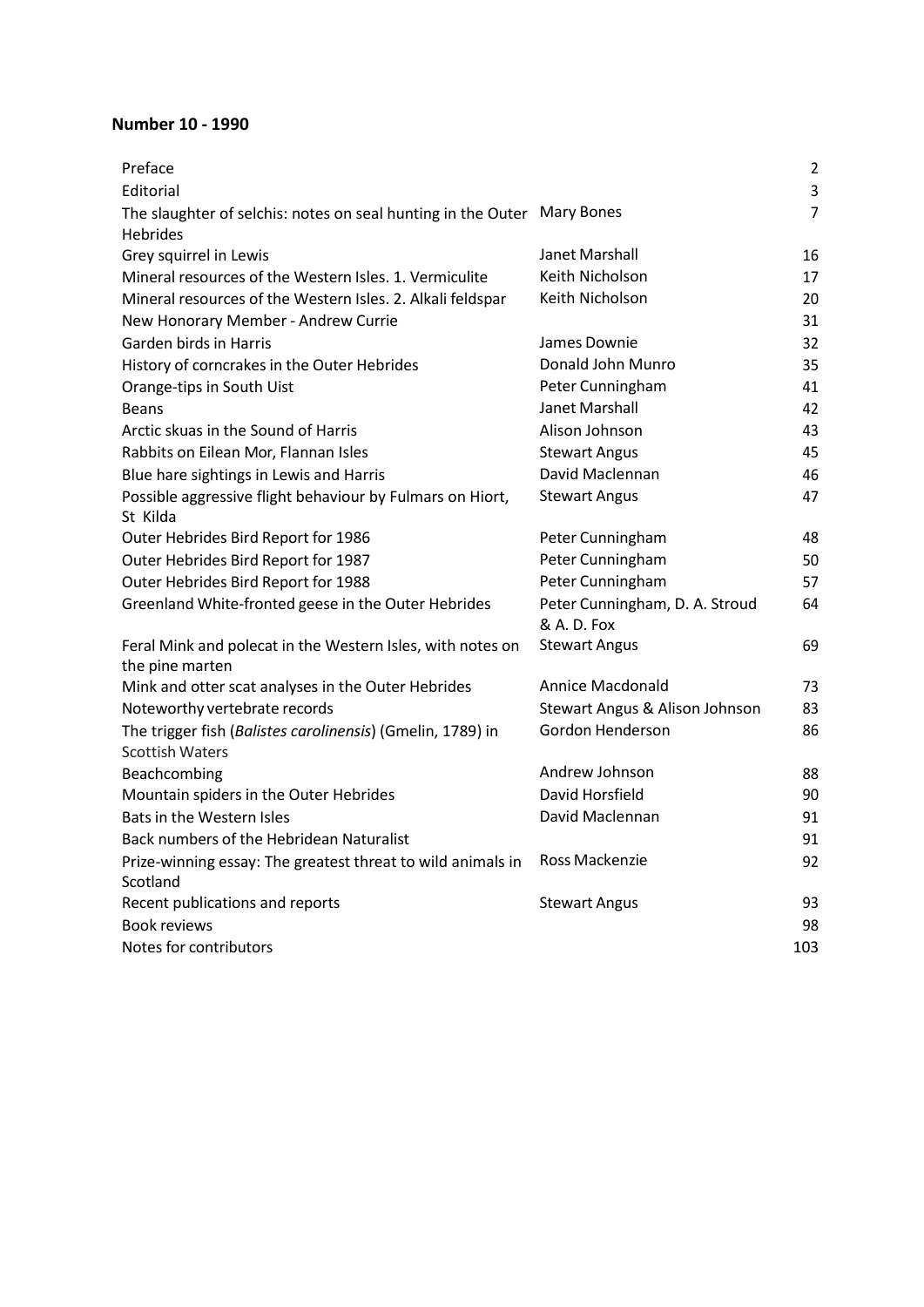**Number 10 - 1990**

| | | |
|---|---|---|
| Preface | | 2 |
| Editorial | | 3 |
| The slaughter of selchis: notes on seal hunting in the Outer Hebrides | Mary Bones | 7 |
| Grey squirrel in Lewis | Janet Marshall | 16 |
| Mineral resources of the Western Isles. 1. Vermiculite | Keith Nicholson | 17 |
| Mineral resources of the Western Isles. 2. Alkali feldspar | Keith Nicholson | 20 |
| New Honorary Member - Andrew Currie | | 31 |
| Garden birds in Harris | James Downie | 32 |
| History of corncrakes in the Outer Hebrides | Donald John Munro | 35 |
| Orange-tips in South Uist | Peter Cunningham | 41 |
| Beans | Janet Marshall | 42 |
| Arctic skuas in the Sound of Harris | Alison Johnson | 43 |
| Rabbits on Eilean Mor, Flannan Isles | Stewart Angus | 45 |
| Blue hare sightings in Lewis and Harris | David Maclennan | 46 |
| Possible aggressive flight behaviour by Fulmars on Hiort, St Kilda | Stewart Angus | 47 |
| Outer Hebrides Bird Report for 1986 | Peter Cunningham | 48 |
| Outer Hebrides Bird Report for 1987 | Peter Cunningham | 50 |
| Outer Hebrides Bird Report for 1988 | Peter Cunningham | 57 |
| Greenland White-fronted geese in the Outer Hebrides | Peter Cunningham, D. A. Stroud & A. D. Fox | 64 |
| Feral Mink and polecat in the Western Isles, with notes on the pine marten | Stewart Angus | 69 |
| Mink and otter scat analyses in the Outer Hebrides | Annice Macdonald | 73 |
| Noteworthy vertebrate records | Stewart Angus & Alison Johnson | 83 |
| The trigger fish (*Balistes carolinensis*) (Gmelin, 1789) in Scottish Waters | Gordon Henderson | 86 |
| Beachcombing | Andrew Johnson | 88 |
| Mountain spiders in the Outer Hebrides | David Horsfield | 90 |
| Bats in the Western Isles | David Maclennan | 91 |
| Back numbers of the Hebridean Naturalist | | 91 |
| Prize-winning essay: The greatest threat to wild animals in Scotland | Ross Mackenzie | 92 |
| Recent publications and reports | Stewart Angus | 93 |
| Book reviews | | 98 |
| Notes for contributors | | 103 |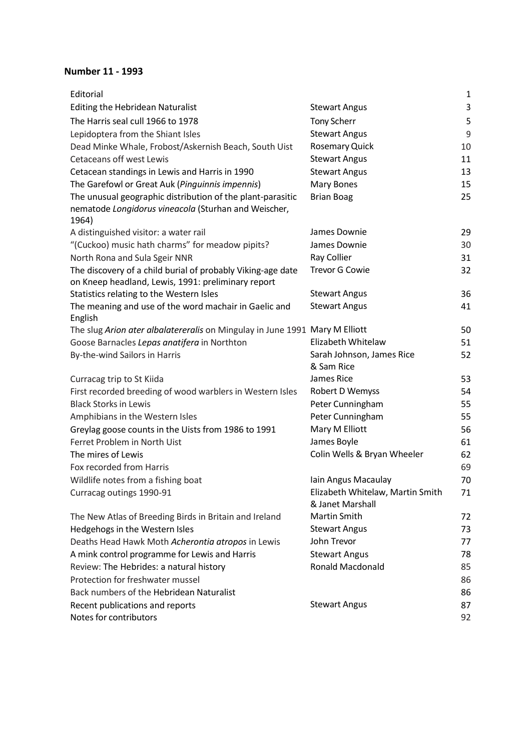**Number 11 - 1993**

| Title | Author | Page |
|---|---|---|
| Editorial | | 1 |
| Editing the Hebridean Naturalist | Stewart Angus | 3 |
| The Harris seal cull 1966 to 1978 | Tony Scherr | 5 |
| Lepidoptera from the Shiant Isles | Stewart Angus | 9 |
| Dead Minke Whale, Frobost/Askernish Beach, South Uist | Rosemary Quick | 10 |
| Cetaceans off west Lewis | Stewart Angus | 11 |
| Cetacean standings in Lewis and Harris in 1990 | Stewart Angus | 13 |
| The Garefowl or Great Auk (*Pinguinnis impennis*) | Mary Bones | 15 |
| The unusual geographic distribution of the plant-parasitic nematode *Longidorus vineacola* (Sturhan and Weischer, 1964) | Brian Boag | 25 |
| A distinguished visitor: a water rail | James Downie | 29 |
| "(Cuckoo) music hath charms" for meadow pipits? | James Downie | 30 |
| North Rona and Sula Sgeir NNR | Ray Collier | 31 |
| The discovery of a child burial of probably Viking-age date on Kneep headland, Lewis, 1991: preliminary report | Trevor G Cowie | 32 |
| Statistics relating to the Western Isles | Stewart Angus | 36 |
| The meaning and use of the word machair in Gaelic and English | Stewart Angus | 41 |
| The slug *Arion ater albalatereralis* on Mingulay in June 1991 | Mary M Elliott | 50 |
| Goose Barnacles *Lepas anatifera* in Northton | Elizabeth Whitelaw | 51 |
| By-the-wind Sailors in Harris | Sarah Johnson, James Rice & Sam Rice | 52 |
| Curracag trip to St Kiida | James Rice | 53 |
| First recorded breeding of wood warblers in Western Isles | Robert D Wemyss | 54 |
| Black Storks in Lewis | Peter Cunningham | 55 |
| Amphibians in the Western Isles | Peter Cunningham | 55 |
| Greylag goose counts in the Uists from 1986 to 1991 | Mary M Elliott | 56 |
| Ferret Problem in North Uist | James Boyle | 61 |
| The mires of Lewis | Colin Wells & Bryan Wheeler | 62 |
| Fox recorded from Harris | | 69 |
| Wildlife notes from a fishing boat | Iain Angus Macaulay | 70 |
| Curracag outings 1990-91 | Elizabeth Whitelaw, Martin Smith & Janet Marshall | 71 |
| The New Atlas of Breeding Birds in Britain and Ireland | Martin Smith | 72 |
| Hedgehogs in the Western Isles | Stewart Angus | 73 |
| Deaths Head Hawk Moth *Acherontia atropos* in Lewis | John Trevor | 77 |
| A mink control programme for Lewis and Harris | Stewart Angus | 78 |
| Review: The Hebrides: a natural history | Ronald Macdonald | 85 |
| Protection for freshwater mussel | | 86 |
| Back numbers of the Hebridean Naturalist | | 86 |
| Recent publications and reports | Stewart Angus | 87 |
| Notes for contributors | | 92 |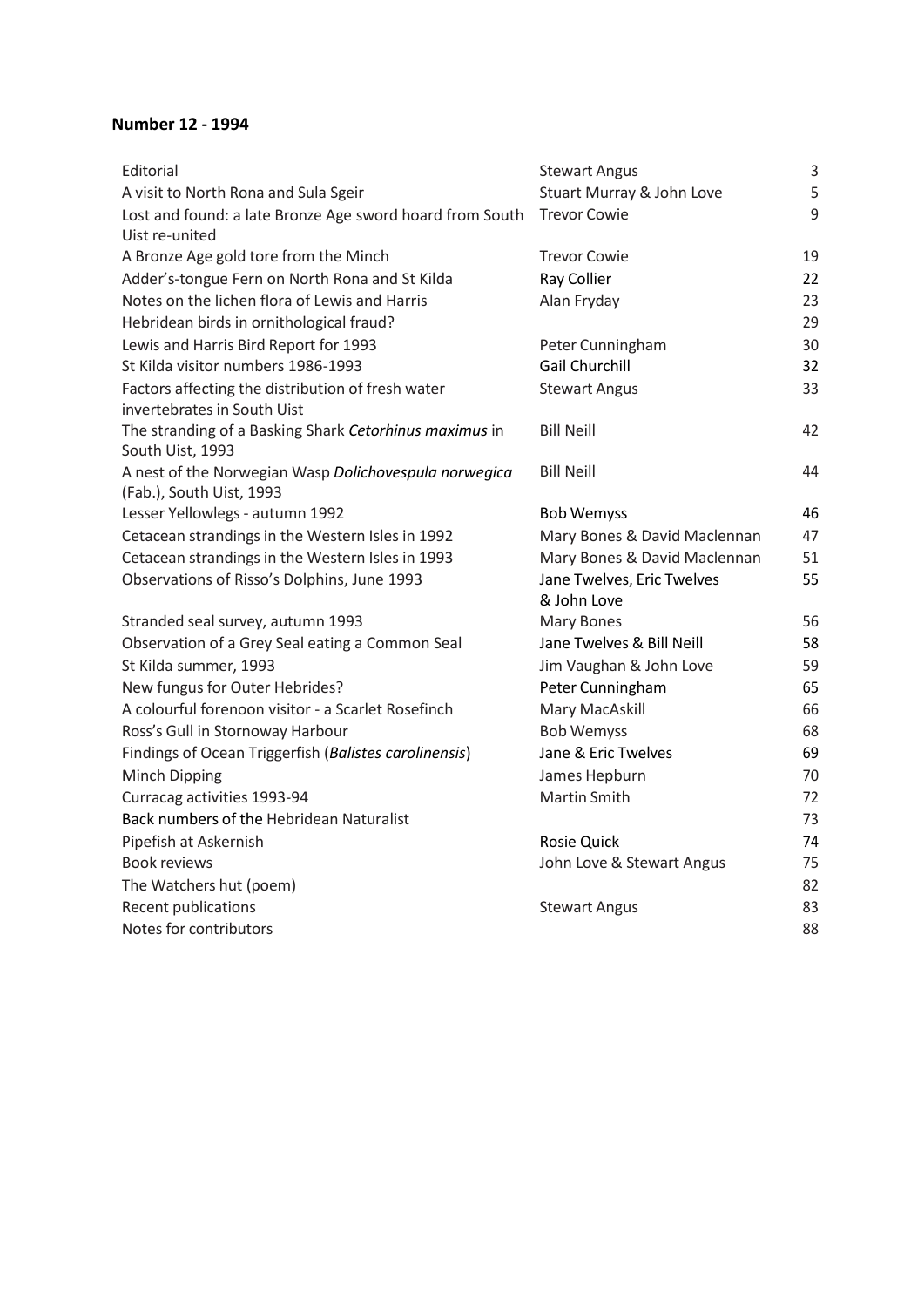## Number 12 - 1994

| Title | Author | Page |
|---|---|---|
| Editorial | Stewart Angus | 3 |
| A visit to North Rona and Sula Sgeir | Stuart Murray & John Love | 5 |
| Lost and found: a late Bronze Age sword hoard from South Uist re-united | Trevor Cowie | 9 |
| A Bronze Age gold tore from the Minch | Trevor Cowie | 19 |
| Adder's-tongue Fern on North Rona and St Kilda | Ray Collier | 22 |
| Notes on the lichen flora of Lewis and Harris | Alan Fryday | 23 |
| Hebridean birds in ornithological fraud? | | 29 |
| Lewis and Harris Bird Report for 1993 | Peter Cunningham | 30 |
| St Kilda visitor numbers 1986-1993 | Gail Churchill | 32 |
| Factors affecting the distribution of fresh water invertebrates in South Uist | Stewart Angus | 33 |
| The stranding of a Basking Shark *Cetorhinus maximus* in South Uist, 1993 | Bill Neill | 42 |
| A nest of the Norwegian Wasp *Dolichovespula norwegica* (Fab.), South Uist, 1993 | Bill Neill | 44 |
| Lesser Yellowlegs - autumn 1992 | Bob Wemyss | 46 |
| Cetacean strandings in the Western Isles in 1992 | Mary Bones & David Maclennan | 47 |
| Cetacean strandings in the Western Isles in 1993 | Mary Bones & David Maclennan | 51 |
| Observations of Risso's Dolphins, June 1993 | Jane Twelves, Eric Twelves & John Love | 55 |
| Stranded seal survey, autumn 1993 | Mary Bones | 56 |
| Observation of a Grey Seal eating a Common Seal | Jane Twelves & Bill Neill | 58 |
| St Kilda summer, 1993 | Jim Vaughan & John Love | 59 |
| New fungus for Outer Hebrides? | Peter Cunningham | 65 |
| A colourful forenoon visitor - a Scarlet Rosefinch | Mary MacAskill | 66 |
| Ross's Gull in Stornoway Harbour | Bob Wemyss | 68 |
| Findings of Ocean Triggerfish (*Balistes carolinensis*) | Jane & Eric Twelves | 69 |
| Minch Dipping | James Hepburn | 70 |
| Curracag activities 1993-94 | Martin Smith | 72 |
| Back numbers of the Hebridean Naturalist | | 73 |
| Pipefish at Askernish | Rosie Quick | 74 |
| Book reviews | John Love & Stewart Angus | 75 |
| The Watchers hut (poem) | | 82 |
| Recent publications | Stewart Angus | 83 |
| Notes for contributors | | 88 |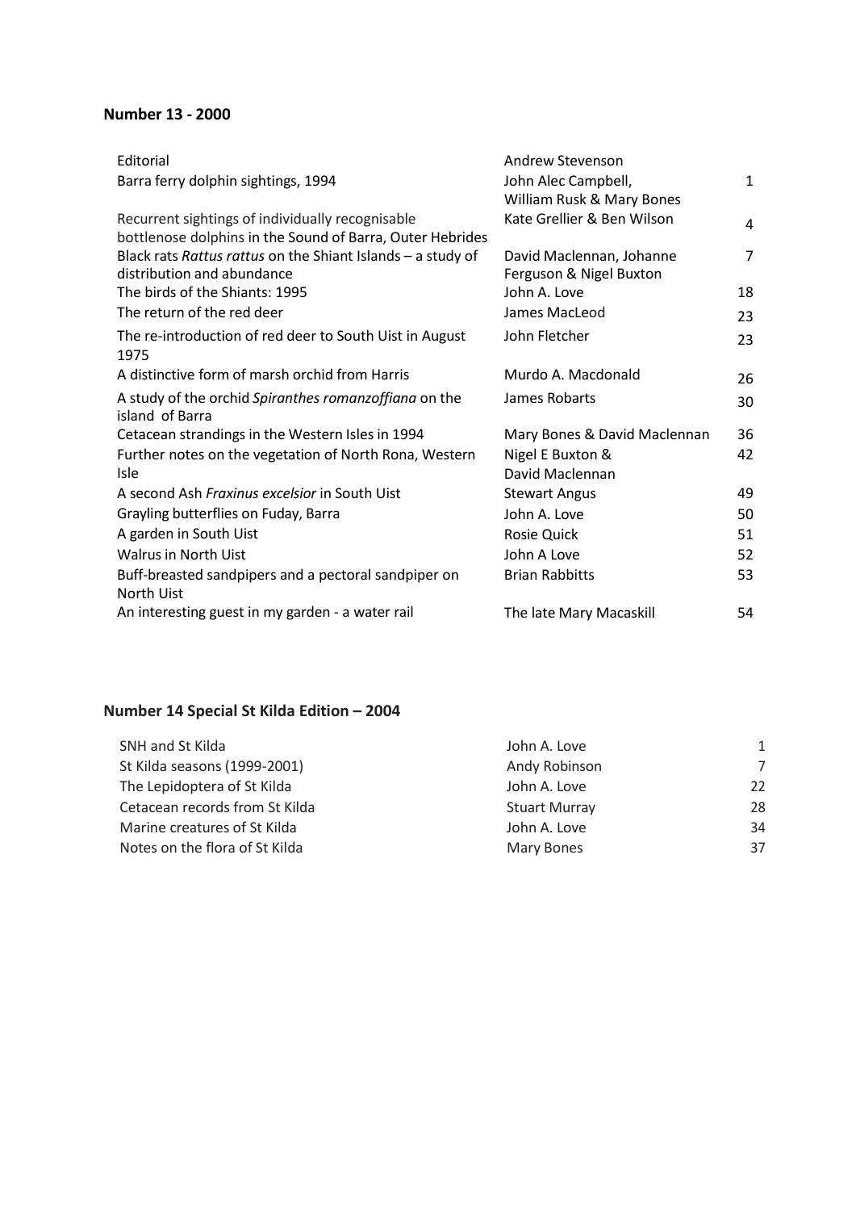**Number 13 - 2000**

| | | |
|---|---|---|
| Editorial | Andrew Stevenson | |
| Barra ferry dolphin sightings, 1994 | John Alec Campbell, William Rusk & Mary Bones | 1 |
| Recurrent sightings of individually recognisable bottlenose dolphins in the Sound of Barra, Outer Hebrides | Kate Grellier & Ben Wilson | 4 |
| Black rats *Rattus rattus* on the Shiant Islands – a study of distribution and abundance | David Maclennan, Johanne Ferguson & Nigel Buxton | 7 |
| The birds of the Shiants: 1995 | John A. Love | 18 |
| The return of the red deer | James MacLeod | 23 |
| The re-introduction of red deer to South Uist in August 1975 | John Fletcher | 23 |
| A distinctive form of marsh orchid from Harris | Murdo A. Macdonald | 26 |
| A study of the orchid *Spiranthes romanzoffiana* on the island of Barra | James Robarts | 30 |
| Cetacean strandings in the Western Isles in 1994 | Mary Bones & David Maclennan | 36 |
| Further notes on the vegetation of North Rona, Western Isle | Nigel E Buxton & David Maclennan | 42 |
| A second Ash *Fraxinus excelsior* in South Uist | Stewart Angus | 49 |
| Grayling butterflies on Fuday, Barra | John A. Love | 50 |
| A garden in South Uist | Rosie Quick | 51 |
| Walrus in North Uist | John A Love | 52 |
| Buff-breasted sandpipers and a pectoral sandpiper on North Uist | Brian Rabbitts | 53 |
| An interesting guest in my garden - a water rail | The late Mary Macaskill | 54 |

**Number 14 Special St Kilda Edition – 2004**

| | | |
|---|---|---|
| SNH and St Kilda | John A. Love | 1 |
| St Kilda seasons (1999-2001) | Andy Robinson | 7 |
| The Lepidoptera of St Kilda | John A. Love | 22 |
| Cetacean records from St Kilda | Stuart Murray | 28 |
| Marine creatures of St Kilda | John A. Love | 34 |
| Notes on the flora of St Kilda | Mary Bones | 37 |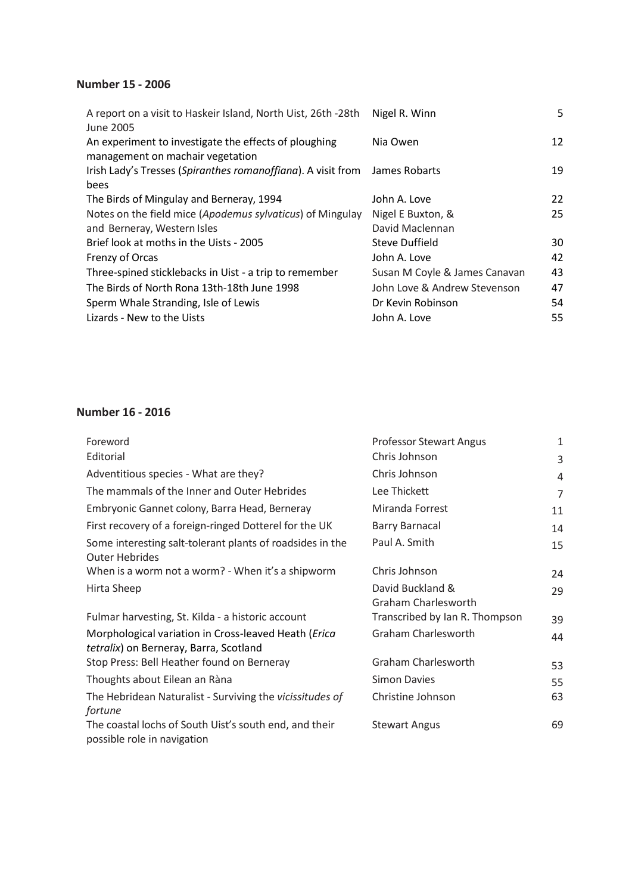**Number 15 - 2006**

| | | |
|---|---|---|
| A report on a visit to Haskeir Island, North Uist, 26th -28th June 2005 | Nigel R. Winn | 5 |
| An experiment to investigate the effects of ploughing management on machair vegetation | Nia Owen | 12 |
| Irish Lady's Tresses (*Spiranthes romanoffiana*). A visit from bees | James Robarts | 19 |
| The Birds of Mingulay and Berneray, 1994 | John A. Love | 22 |
| Notes on the field mice (*Apodemus sylvaticus*) of Mingulay and Berneray, Western Isles | Nigel E Buxton, & David Maclennan | 25 |
| Brief look at moths in the Uists - 2005 | Steve Duffield | 30 |
| Frenzy of Orcas | John A. Love | 42 |
| Three-spined sticklebacks in Uist - a trip to remember | Susan M Coyle & James Canavan | 43 |
| The Birds of North Rona 13th-18th June 1998 | John Love & Andrew Stevenson | 47 |
| Sperm Whale Stranding, Isle of Lewis | Dr Kevin Robinson | 54 |
| Lizards - New to the Uists | John A. Love | 55 |

**Number 16 - 2016**

| | | |
|---|---|---|
| Foreword | Professor Stewart Angus | 1 |
| Editorial | Chris Johnson | 3 |
| Adventitious species - What are they? | Chris Johnson | 4 |
| The mammals of the Inner and Outer Hebrides | Lee Thickett | 7 |
| Embryonic Gannet colony, Barra Head, Berneray | Miranda Forrest | 11 |
| First recovery of a foreign-ringed Dotterel for the UK | Barry Barnacal | 14 |
| Some interesting salt-tolerant plants of roadsides in the Outer Hebrides | Paul A. Smith | 15 |
| When is a worm not a worm? - When it's a shipworm | Chris Johnson | 24 |
| Hirta Sheep | David Buckland & Graham Charlesworth | 29 |
| Fulmar harvesting, St. Kilda - a historic account | Transcribed by Ian R. Thompson | 39 |
| Morphological variation in Cross-leaved Heath (*Erica tetralix*) on Berneray, Barra, Scotland | Graham Charlesworth | 44 |
| Stop Press: Bell Heather found on Berneray | Graham Charlesworth | 53 |
| Thoughts about Eilean an Ràna | Simon Davies | 55 |
| The Hebridean Naturalist - Surviving the *vicissitudes of fortune* | Christine Johnson | 63 |
| The coastal lochs of South Uist's south end, and their possible role in navigation | Stewart Angus | 69 |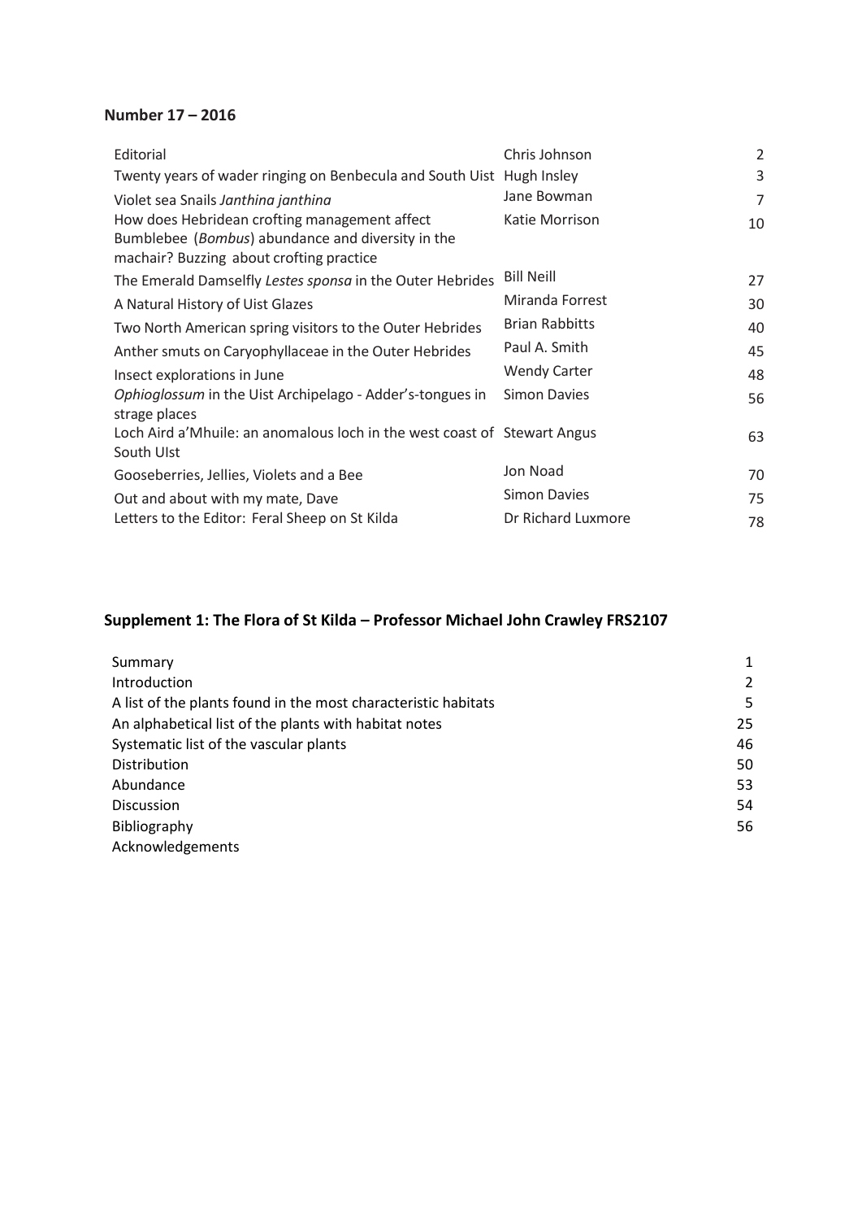**Number 17 – 2016**

| | | |
|---|---|---|
| Editorial | Chris Johnson | 2 |
| Twenty years of wader ringing on Benbecula and South Uist | Hugh Insley | 3 |
| Violet sea Snails *Janthina janthina* | Jane Bowman | 7 |
| How does Hebridean crofting management affect Bumblebee (*Bombus*) abundance and diversity in the machair? Buzzing about crofting practice | Katie Morrison | 10 |
| The Emerald Damselfly *Lestes sponsa* in the Outer Hebrides | Bill Neill | 27 |
| A Natural History of Uist Glazes | Miranda Forrest | 30 |
| Two North American spring visitors to the Outer Hebrides | Brian Rabbitts | 40 |
| Anther smuts on Caryophyllaceae in the Outer Hebrides | Paul A. Smith | 45 |
| Insect explorations in June | Wendy Carter | 48 |
| *Ophioglossum* in the Uist Archipelago - Adder's-tongues in strage places | Simon Davies | 56 |
| Loch Aird a'Mhuile: an anomalous loch in the west coast of South UIst | Stewart Angus | 63 |
| Gooseberries, Jellies, Violets and a Bee | Jon Noad | 70 |
| Out and about with my mate, Dave | Simon Davies | 75 |
| Letters to the Editor: Feral Sheep on St Kilda | Dr Richard Luxmore | 78 |

**Supplement 1: The Flora of St Kilda – Professor Michael John Crawley FRS2107**

| | |
|---|---|
| Summary | 1 |
| Introduction | 2 |
| A list of the plants found in the most characteristic habitats | 5 |
| An alphabetical list of the plants with habitat notes | 25 |
| Systematic list of the vascular plants | 46 |
| Distribution | 50 |
| Abundance | 53 |
| Discussion | 54 |
| Bibliography | 56 |
| Acknowledgements | |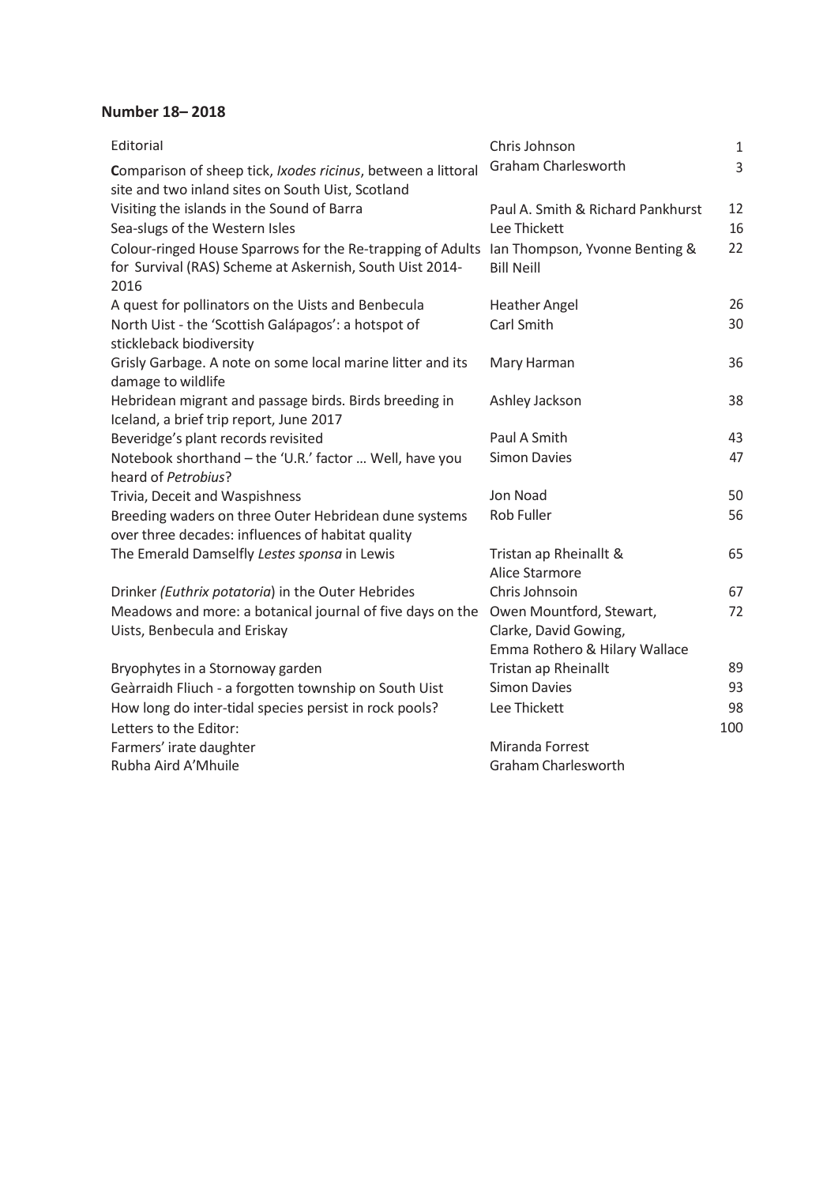**Number 18– 2018**

| | | |
|---|---|---|
| Editorial | Chris Johnson | 1 |
| **C**omparison of sheep tick, *Ixodes ricinus*, between a littoral site and two inland sites on South Uist, Scotland | Graham Charlesworth | 3 |
| Visiting the islands in the Sound of Barra | Paul A. Smith & Richard Pankhurst | 12 |
| Sea-slugs of the Western Isles | Lee Thickett | 16 |
| Colour-ringed House Sparrows for the Re-trapping of Adults for Survival (RAS) Scheme at Askernish, South Uist 2014-2016 | Ian Thompson, Yvonne Benting & Bill Neill | 22 |
| A quest for pollinators on the Uists and Benbecula | Heather Angel | 26 |
| North Uist - the 'Scottish Galápagos': a hotspot of stickleback biodiversity | Carl Smith | 30 |
| Grisly Garbage. A note on some local marine litter and its damage to wildlife | Mary Harman | 36 |
| Hebridean migrant and passage birds. Birds breeding in Iceland, a brief trip report, June 2017 | Ashley Jackson | 38 |
| Beveridge's plant records revisited | Paul A Smith | 43 |
| Notebook shorthand – the 'U.R.' factor … Well, have you heard of *Petrobius*? | Simon Davies | 47 |
| Trivia, Deceit and Waspishness | Jon Noad | 50 |
| Breeding waders on three Outer Hebridean dune systems over three decades: influences of habitat quality | Rob Fuller | 56 |
| The Emerald Damselfly *Lestes sponsa* in Lewis | Tristan ap Rheinallt & Alice Starmore | 65 |
| Drinker *(Euthrix potatoria*) in the Outer Hebrides | Chris Johnsoin | 67 |
| Meadows and more: a botanical journal of five days on the Uists, Benbecula and Eriskay | Owen Mountford, Stewart, Clarke, David Gowing, Emma Rothero & Hilary Wallace | 72 |
| Bryophytes in a Stornoway garden | Tristan ap Rheinallt | 89 |
| Geàrraidh Fliuch - a forgotten township on South Uist | Simon Davies | 93 |
| How long do inter-tidal species persist in rock pools? | Lee Thickett | 98 |
| Letters to the Editor: | | 100 |
| Farmers' irate daughter | Miranda Forrest | |
| Rubha Aird A'Mhuile | Graham Charlesworth | |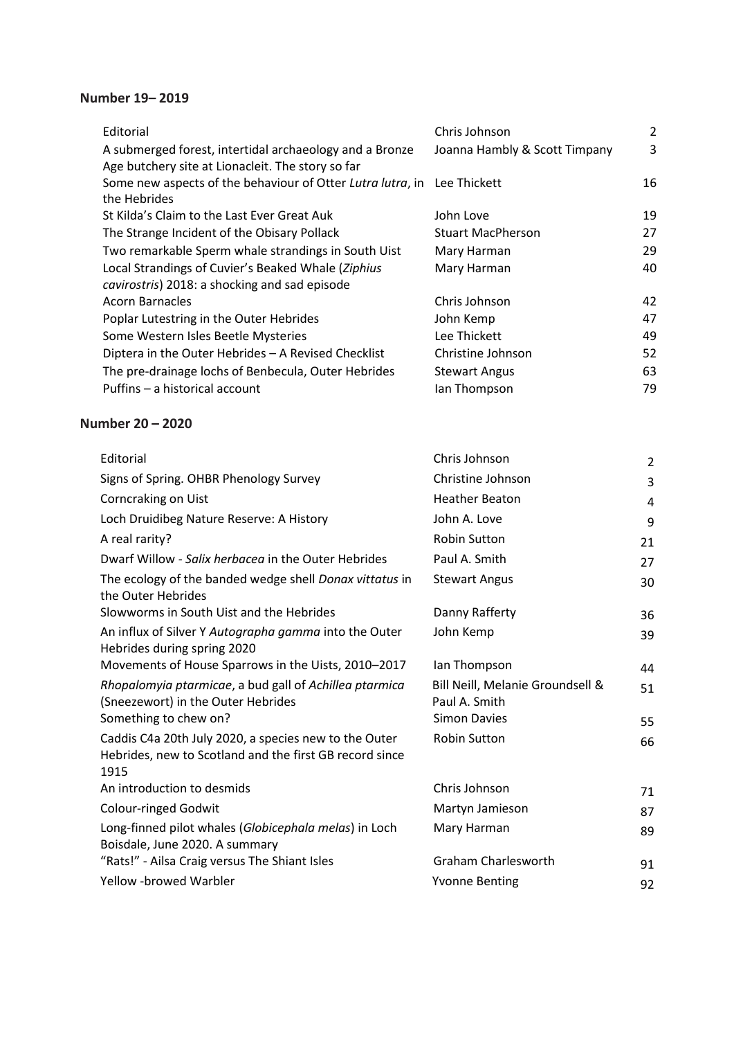**Number 19– 2019**

| | | |
|---|---|---|
| Editorial | Chris Johnson | 2 |
| A submerged forest, intertidal archaeology and a Bronze Age butchery site at Lionacleit. The story so far | Joanna Hambly & Scott Timpany | 3 |
| Some new aspects of the behaviour of Otter *Lutra lutra*, in the Hebrides | Lee Thickett | 16 |
| St Kilda's Claim to the Last Ever Great Auk | John Love | 19 |
| The Strange Incident of the Obisary Pollack | Stuart MacPherson | 27 |
| Two remarkable Sperm whale strandings in South Uist | Mary Harman | 29 |
| Local Strandings of Cuvier's Beaked Whale (*Ziphius cavirostris*) 2018: a shocking and sad episode | Mary Harman | 40 |
| Acorn Barnacles | Chris Johnson | 42 |
| Poplar Lutestring in the Outer Hebrides | John Kemp | 47 |
| Some Western Isles Beetle Mysteries | Lee Thickett | 49 |
| Diptera in the Outer Hebrides – A Revised Checklist | Christine Johnson | 52 |
| The pre-drainage lochs of Benbecula, Outer Hebrides | Stewart Angus | 63 |
| Puffins – a historical account | Ian Thompson | 79 |

**Number 20 – 2020**

| | | |
|---|---|---|
| Editorial | Chris Johnson | 2 |
| Signs of Spring. OHBR Phenology Survey | Christine Johnson | 3 |
| Corncraking on Uist | Heather Beaton | 4 |
| Loch Druidibeg Nature Reserve: A History | John A. Love | 9 |
| A real rarity? | Robin Sutton | 21 |
| Dwarf Willow - *Salix herbacea* in the Outer Hebrides | Paul A. Smith | 27 |
| The ecology of the banded wedge shell *Donax vittatus* in the Outer Hebrides | Stewart Angus | 30 |
| Slowworms in South Uist and the Hebrides | Danny Rafferty | 36 |
| An influx of Silver Y *Autographa gamma* into the Outer Hebrides during spring 2020 | John Kemp | 39 |
| Movements of House Sparrows in the Uists, 2010–2017 | Ian Thompson | 44 |
| *Rhopalomyia ptarmicae*, a bud gall of *Achillea ptarmica* (Sneezewort) in the Outer Hebrides | Bill Neill, Melanie Groundsell & Paul A. Smith | 51 |
| Something to chew on? | Simon Davies | 55 |
| Caddis C4a 20th July 2020, a species new to the Outer Hebrides, new to Scotland and the first GB record since 1915 | Robin Sutton | 66 |
| An introduction to desmids | Chris Johnson | 71 |
| Colour-ringed Godwit | Martyn Jamieson | 87 |
| Long-finned pilot whales (*Globicephala melas*) in Loch Boisdale, June 2020. A summary | Mary Harman | 89 |
| "Rats!" - Ailsa Craig versus The Shiant Isles | Graham Charlesworth | 91 |
| Yellow -browed Warbler | Yvonne Benting | 92 |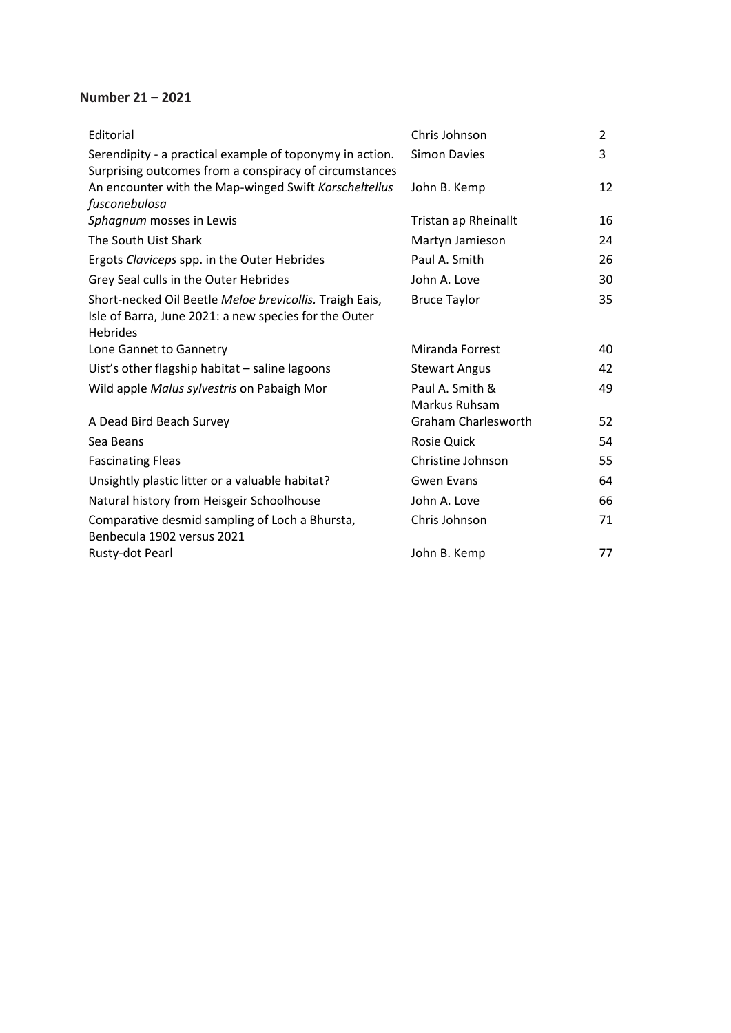**Number 21 – 2021**

| | | |
|---|---|---|
| Editorial | Chris Johnson | 2 |
| Serendipity - a practical example of toponymy in action. Surprising outcomes from a conspiracy of circumstances | Simon Davies | 3 |
| An encounter with the Map-winged Swift *Korscheltellus fusconebulosa* | John B. Kemp | 12 |
| *Sphagnum* mosses in Lewis | Tristan ap Rheinallt | 16 |
| The South Uist Shark | Martyn Jamieson | 24 |
| Ergots *Claviceps* spp. in the Outer Hebrides | Paul A. Smith | 26 |
| Grey Seal culls in the Outer Hebrides | John A. Love | 30 |
| Short-necked Oil Beetle *Meloe brevicollis.* Traigh Eais, Isle of Barra, June 2021: a new species for the Outer Hebrides | Bruce Taylor | 35 |
| Lone Gannet to Gannetry | Miranda Forrest | 40 |
| Uist's other flagship habitat – saline lagoons | Stewart Angus | 42 |
| Wild apple *Malus sylvestris* on Pabaigh Mor | Paul A. Smith & Markus Ruhsam | 49 |
| A Dead Bird Beach Survey | Graham Charlesworth | 52 |
| Sea Beans | Rosie Quick | 54 |
| Fascinating Fleas | Christine Johnson | 55 |
| Unsightly plastic litter or a valuable habitat? | Gwen Evans | 64 |
| Natural history from Heisgeir Schoolhouse | John A. Love | 66 |
| Comparative desmid sampling of Loch a Bhursta, Benbecula 1902 versus 2021 | Chris Johnson | 71 |
| Rusty-dot Pearl | John B. Kemp | 77 |